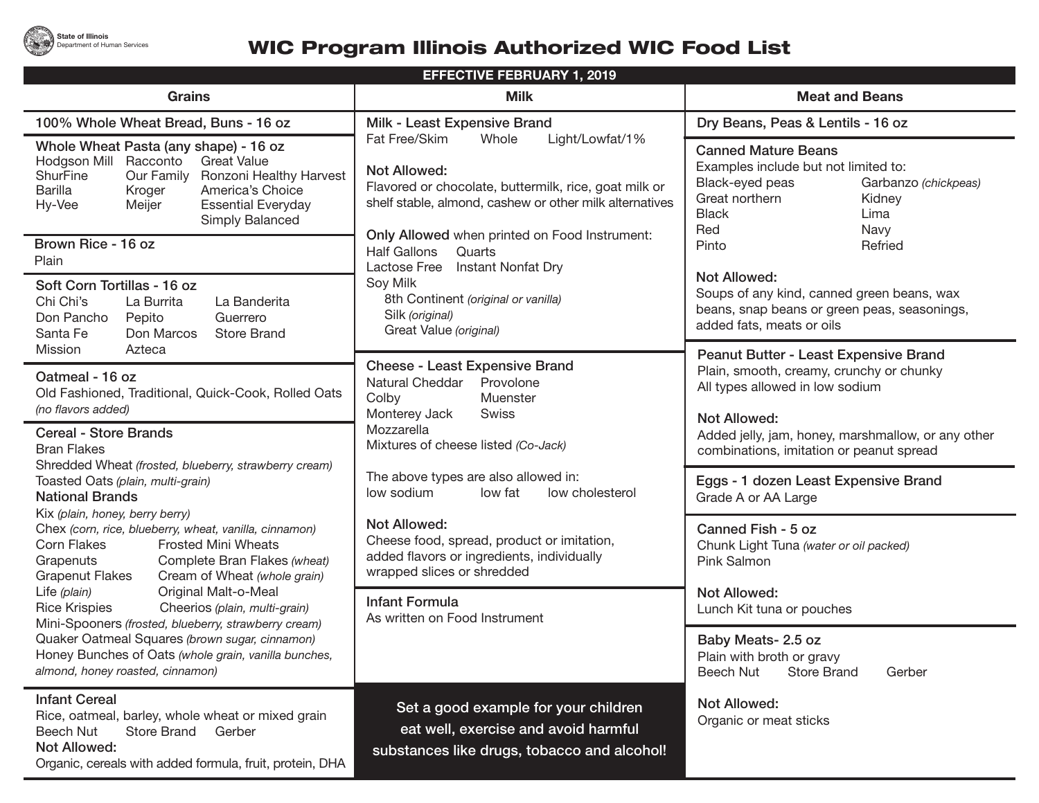State of Illinois
Department of Human Services

# WIC Program Illinois Authorized WIC Food List

**EFFECTIVE FEBRUARY 1, 2019**

## Grains

### 100% Whole Wheat Bread, Buns - 16 oz

### Whole Wheat Pasta (any shape) - 16 oz
Hodgson Mill, Racconto, Great Value, ShurFine, Our Family, Ronzoni Healthy Harvest, Barilla, Kroger, America's Choice, Hy-Vee, Meijer, Essential Everyday, Simply Balanced

### Brown Rice - 16 oz
Plain

### Soft Corn Tortillas - 16 oz
Chi Chi's, La Burrita, La Banderita, Don Pancho, Pepito, Guerrero, Santa Fe, Don Marcos, Store Brand, Mission, Azteca

### Oatmeal - 16 oz
Old Fashioned, Traditional, Quick-Cook, Rolled Oats *(no flavors added)*

### Cereal - Store Brands
Bran Flakes
Shredded Wheat *(frosted, blueberry, strawberry cream)*
Toasted Oats *(plain, multi-grain)*

**National Brands**
Kix *(plain, honey, berry berry)*
Chex *(corn, rice, blueberry, wheat, vanilla, cinnamon)*
Corn Flakes
Frosted Mini Wheats
Grapenuts
Complete Bran Flakes *(wheat)*
Grapenut Flakes
Cream of Wheat *(whole grain)*
Life *(plain)*
Original Malt-o-Meal
Rice Krispies
Cheerios *(plain, multi-grain)*
Mini-Spooners *(frosted, blueberry, strawberry cream)*
Quaker Oatmeal Squares *(brown sugar, cinnamon)*
Honey Bunches of Oats *(whole grain, vanilla bunches, almond, honey roasted, cinnamon)*

### Infant Cereal
Rice, oatmeal, barley, whole wheat or mixed grain
Beech Nut, Store Brand, Gerber

**Not Allowed:**
Organic, cereals with added formula, fruit, protein, DHA

## Milk

### Milk - Least Expensive Brand
Fat Free/Skim, Whole, Light/Lowfat/1%

**Not Allowed:**
Flavored or chocolate, buttermilk, rice, goat milk or shelf stable, almond, cashew or other milk alternatives

**Only Allowed** when printed on Food Instrument:
Half Gallons, Quarts
Lactose Free, Instant Nonfat Dry
Soy Milk
- 8th Continent *(original or vanilla)*
- Silk *(original)*
- Great Value *(original)*

### Cheese - Least Expensive Brand
Natural Cheddar, Provolone, Colby, Muenster, Monterey Jack, Swiss, Mozzarella
Mixtures of cheese listed *(Co-Jack)*

The above types are also allowed in:
low sodium, low fat, low cholesterol

**Not Allowed:**
Cheese food, spread, product or imitation, added flavors or ingredients, individually wrapped slices or shredded

### Infant Formula
As written on Food Instrument

**Set a good example for your children eat well, exercise and avoid harmful substances like drugs, tobacco and alcohol!**

## Meat and Beans

### Dry Beans, Peas & Lentils - 16 oz

### Canned Mature Beans
Examples include but not limited to:
Black-eyed peas, Garbanzo *(chickpeas)*, Great northern, Kidney, Black, Lima, Red, Navy, Pinto, Refried

**Not Allowed:**
Soups of any kind, canned green beans, wax beans, snap beans or green peas, seasonings, added fats, meats or oils

### Peanut Butter - Least Expensive Brand
Plain, smooth, creamy, crunchy or chunky
All types allowed in low sodium

**Not Allowed:**
Added jelly, jam, honey, marshmallow, or any other combinations, imitation or peanut spread

### Eggs - 1 dozen Least Expensive Brand
Grade A or AA Large

### Canned Fish - 5 oz
Chunk Light Tuna *(water or oil packed)*
Pink Salmon

**Not Allowed:**
Lunch Kit tuna or pouches

### Baby Meats- 2.5 oz
Plain with broth or gravy
Beech Nut, Store Brand, Gerber

**Not Allowed:**
Organic or meat sticks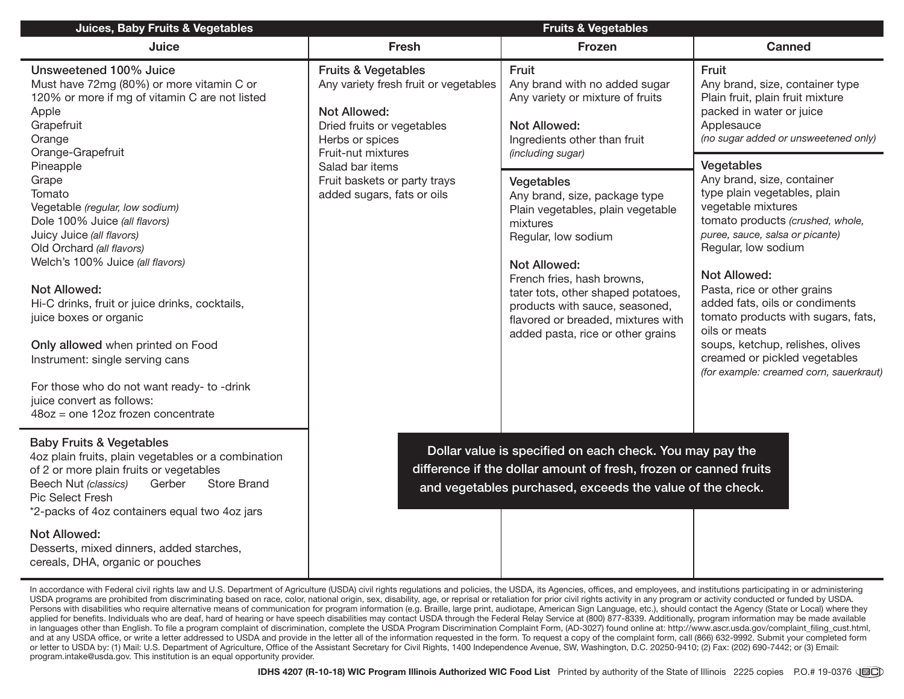## Juices, Baby Fruits & Vegetables

### Juice

**Unsweetened 100% Juice**
Must have 72mg (80%) or more vitamin C or 120% or more if mg of vitamin C are not listed
Apple
Grapefruit
Orange
Orange-Grapefruit
Pineapple
Grape
Tomato
Vegetable *(regular, low sodium)*
Dole 100% Juice *(all flavors)*
Juicy Juice *(all flavors)*
Old Orchard *(all flavors)*
Welch's 100% Juice *(all flavors)*

**Not Allowed:**
Hi-C drinks, fruit or juice drinks, cocktails, juice boxes or organic

**Only allowed** when printed on Food Instrument: single serving cans

For those who do not want ready- to -drink juice convert as follows:
48oz = one 12oz frozen concentrate

### Baby Fruits & Vegetables

4oz plain fruits, plain vegetables or a combination of 2 or more plain fruits or vegetables
Beech Nut *(classics)* Gerber Store Brand
Pic Select Fresh
*2-packs of 4oz containers equal two 4oz jars

**Not Allowed:**
Desserts, mixed dinners, added starches, cereals, DHA, organic or pouches

## Fruits & Vegetables

### Fresh

**Fruits & Vegetables**
Any variety fresh fruit or vegetables

**Not Allowed:**
Dried fruits or vegetables
Herbs or spices
Fruit-nut mixtures
Salad bar items
Fruit baskets or party trays
added sugars, fats or oils

### Frozen

**Fruit**
Any brand with no added sugar
Any variety or mixture of fruits

**Not Allowed:**
Ingredients other than fruit *(including sugar)*

**Vegetables**
Any brand, size, package type
Plain vegetables, plain vegetable mixtures
Regular, low sodium

**Not Allowed:**
French fries, hash browns, tater tots, other shaped potatoes, products with sauce, seasoned, flavored or breaded, mixtures with added pasta, rice or other grains

### Canned

**Fruit**
Any brand, size, container type
Plain fruit, plain fruit mixture packed in water or juice
Applesauce
*(no sugar added or unsweetened only)*

**Vegetables**
Any brand, size, container type plain vegetables, plain vegetable mixtures
tomato products *(crushed, whole, puree, sauce, salsa or picante)*
Regular, low sodium

**Not Allowed:**
Pasta, rice or other grains
added fats, oils or condiments
tomato products with sugars, fats, oils or meats
soups, ketchup, relishes, olives
creamed or pickled vegetables
*(for example: creamed corn, sauerkraut)*

**Dollar value is specified on each check. You may pay the difference if the dollar amount of fresh, frozen or canned fruits and vegetables purchased, exceeds the value of the check.**

In accordance with Federal civil rights law and U.S. Department of Agriculture (USDA) civil rights regulations and policies, the USDA, its Agencies, offices, and employees, and institutions participating in or administering USDA programs are prohibited from discriminating based on race, color, national origin, sex, disability, age, or reprisal or retaliation for prior civil rights activity in any program or activity conducted or funded by USDA. Persons with disabilities who require alternative means of communication for program information (e.g. Braille, large print, audiotape, American Sign Language, etc.), should contact the Agency (State or Local) where they applied for benefits. Individuals who are deaf, hard of hearing or have speech disabilities may contact USDA through the Federal Relay Service at (800) 877-8339. Additionally, program information may be made available in languages other than English. To file a program complaint of discrimination, complete the USDA Program Discrimination Complaint Form, (AD-3027) found online at: http://www.ascr.usda.gov/complaint_filing_cust.html, and at any USDA office, or write a letter addressed to USDA and provide in the letter all of the information requested in the form. To request a copy of the complaint form, call (866) 632-9992. Submit your completed form or letter to USDA by: (1) Mail: U.S. Department of Agriculture, Office of the Assistant Secretary for Civil Rights, 1400 Independence Avenue, SW, Washington, D.C. 20250-9410; (2) Fax: (202) 690-7442; or (3) Email: program.intake@usda.gov. This institution is an equal opportunity provider.

**IDHS 4207 (R-10-18) WIC Program Illinois Authorized WIC Food List** Printed by authority of the State of Illinois 2225 copies P.O.# 19-0376